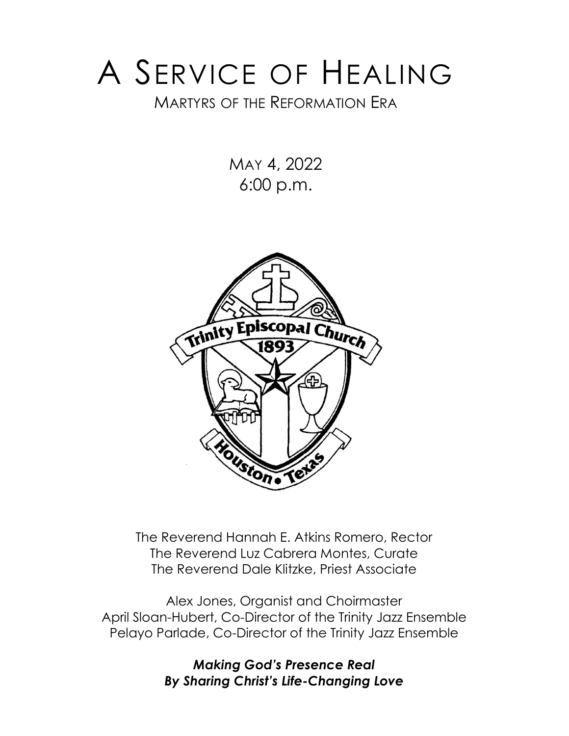# A Service of Healing

## Martyrs of the Reformation Era

May 4, 2022
6:00 p.m.

The Reverend Hannah E. Atkins Romero, Rector
The Reverend Luz Cabrera Montes, Curate
The Reverend Dale Klitzke, Priest Associate

Alex Jones, Organist and Choirmaster
April Sloan-Hubert, Co-Director of the Trinity Jazz Ensemble
Pelayo Parlade, Co-Director of the Trinity Jazz Ensemble

***Making God's Presence Real***
***By Sharing Christ's Life-Changing Love***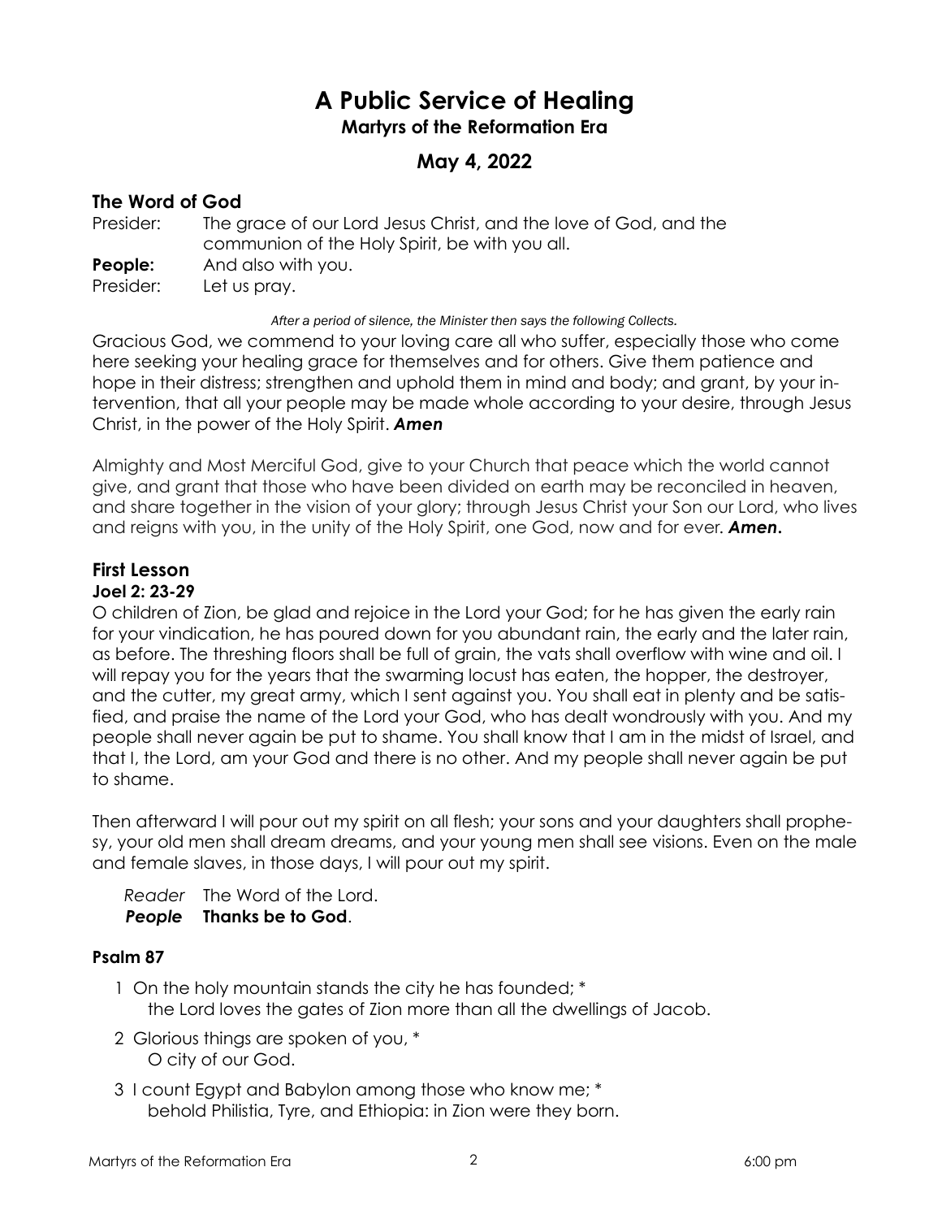# A Public Service of Healing

**Martyrs of the Reformation Era**

## May 4, 2022

### The Word of God

Presider: The grace of our Lord Jesus Christ, and the love of God, and the communion of the Holy Spirit, be with you all.

**People:** And also with you.

Presider: Let us pray.

*After a period of silence, the Minister then says the following Collects.*

Gracious God, we commend to your loving care all who suffer, especially those who come here seeking your healing grace for themselves and for others. Give them patience and hope in their distress; strengthen and uphold them in mind and body; and grant, by your intervention, that all your people may be made whole according to your desire, through Jesus Christ, in the power of the Holy Spirit. ***Amen***

Almighty and Most Merciful God, give to your Church that peace which the world cannot give, and grant that those who have been divided on earth may be reconciled in heaven, and share together in the vision of your glory; through Jesus Christ your Son our Lord, who lives and reigns with you, in the unity of the Holy Spirit, one God, now and for ever. ***Amen*.**

### First Lesson

**Joel 2: 23-29**

O children of Zion, be glad and rejoice in the Lord your God; for he has given the early rain for your vindication, he has poured down for you abundant rain, the early and the later rain, as before. The threshing floors shall be full of grain, the vats shall overflow with wine and oil. I will repay you for the years that the swarming locust has eaten, the hopper, the destroyer, and the cutter, my great army, which I sent against you. You shall eat in plenty and be satisfied, and praise the name of the Lord your God, who has dealt wondrously with you. And my people shall never again be put to shame. You shall know that I am in the midst of Israel, and that I, the Lord, am your God and there is no other. And my people shall never again be put to shame.

Then afterward I will pour out my spirit on all flesh; your sons and your daughters shall prophesy, your old men shall dream dreams, and your young men shall see visions. Even on the male and female slaves, in those days, I will pour out my spirit.

*Reader* The Word of the Lord.
***People*** **Thanks be to God**.

#### Psalm 87

1 On the holy mountain stands the city he has founded; *
  the Lord loves the gates of Zion more than all the dwellings of Jacob.

2 Glorious things are spoken of you, *
  O city of our God.

3 I count Egypt and Babylon among those who know me; *
  behold Philistia, Tyre, and Ethiopia: in Zion were they born.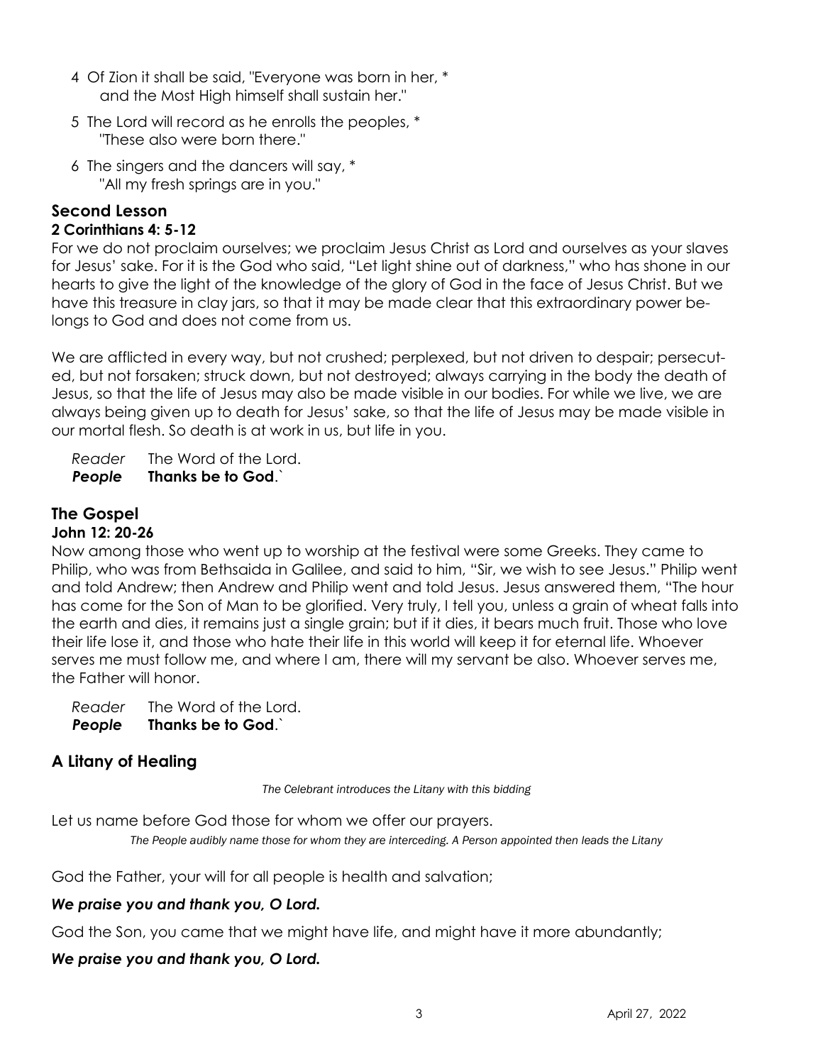4 Of Zion it shall be said, "Everyone was born in her, *
    and the Most High himself shall sustain her."

5 The Lord will record as he enrolls the peoples, *
    "These also were born there."

6 The singers and the dancers will say, *
    "All my fresh springs are in you."

## Second Lesson

**2 Corinthians 4: 5-12**

For we do not proclaim ourselves; we proclaim Jesus Christ as Lord and ourselves as your slaves for Jesus' sake. For it is the God who said, "Let light shine out of darkness," who has shone in our hearts to give the light of the knowledge of the glory of God in the face of Jesus Christ. But we have this treasure in clay jars, so that it may be made clear that this extraordinary power belongs to God and does not come from us.

We are afflicted in every way, but not crushed; perplexed, but not driven to despair; persecuted, but not forsaken; struck down, but not destroyed; always carrying in the body the death of Jesus, so that the life of Jesus may also be made visible in our bodies. For while we live, we are always being given up to death for Jesus' sake, so that the life of Jesus may be made visible in our mortal flesh. So death is at work in us, but life in you.

*Reader* The Word of the Lord.
***People*** **Thanks be to God**.`

## The Gospel

**John 12: 20-26**

Now among those who went up to worship at the festival were some Greeks. They came to Philip, who was from Bethsaida in Galilee, and said to him, "Sir, we wish to see Jesus." Philip went and told Andrew; then Andrew and Philip went and told Jesus. Jesus answered them, "The hour has come for the Son of Man to be glorified. Very truly, I tell you, unless a grain of wheat falls into the earth and dies, it remains just a single grain; but if it dies, it bears much fruit. Those who love their life lose it, and those who hate their life in this world will keep it for eternal life. Whoever serves me must follow me, and where I am, there will my servant be also. Whoever serves me, the Father will honor.

*Reader* The Word of the Lord.
***People*** **Thanks be to God**.`

## A Litany of Healing

*The Celebrant introduces the Litany with this bidding*

Let us name before God those for whom we offer our prayers.

*The People audibly name those for whom they are interceding. A Person appointed then leads the Litany*

God the Father, your will for all people is health and salvation;

***We praise you and thank you, O Lord.***

God the Son, you came that we might have life, and might have it more abundantly;

***We praise you and thank you, O Lord.***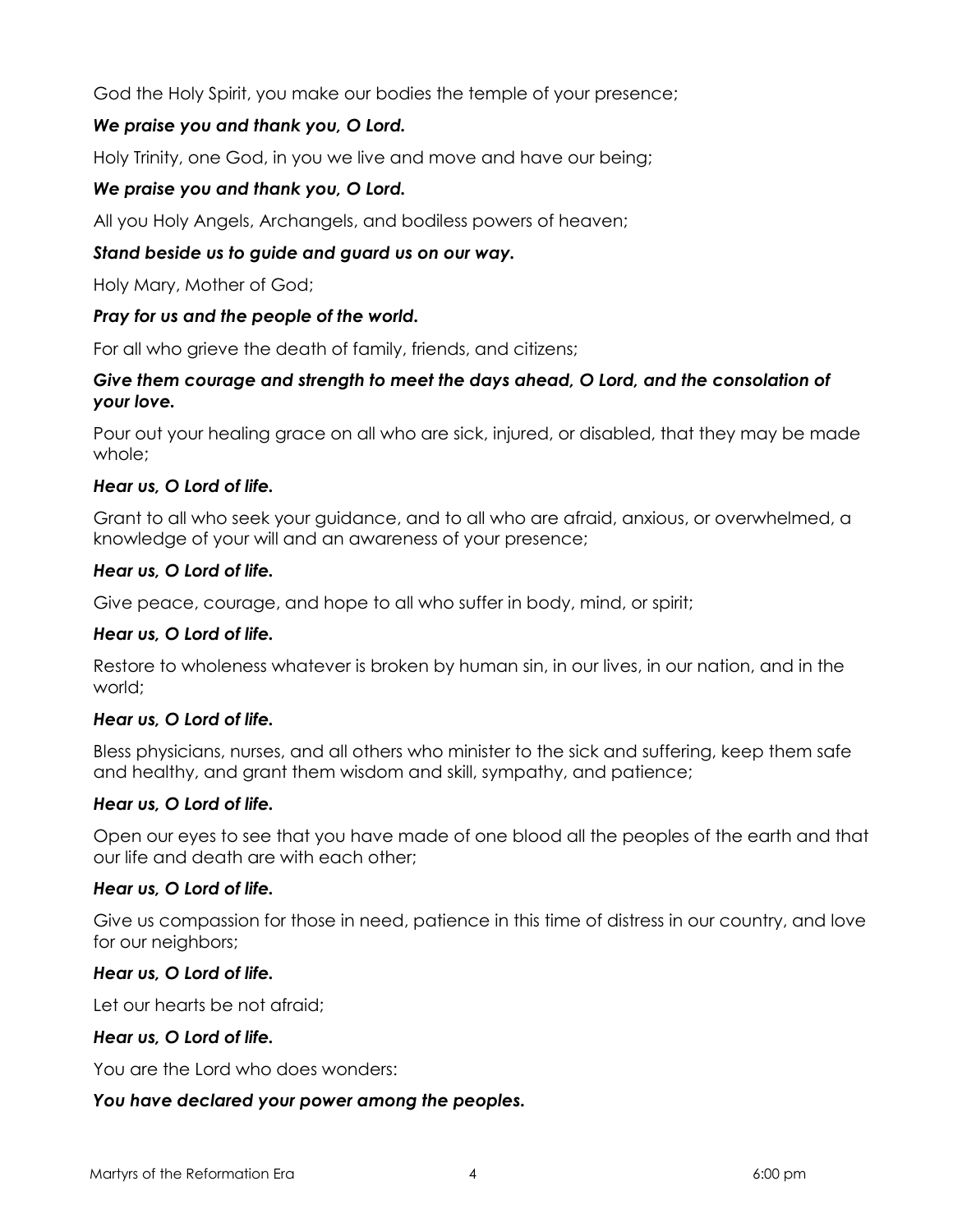God the Holy Spirit, you make our bodies the temple of your presence;

***We praise you and thank you, O Lord.***

Holy Trinity, one God, in you we live and move and have our being;

***We praise you and thank you, O Lord.***

All you Holy Angels, Archangels, and bodiless powers of heaven;

***Stand beside us to guide and guard us on our way.***

Holy Mary, Mother of God;

***Pray for us and the people of the world.***

For all who grieve the death of family, friends, and citizens;

***Give them courage and strength to meet the days ahead, O Lord, and the consolation of your love.***

Pour out your healing grace on all who are sick, injured, or disabled, that they may be made whole;

***Hear us, O Lord of life.***

Grant to all who seek your guidance, and to all who are afraid, anxious, or overwhelmed, a knowledge of your will and an awareness of your presence;

***Hear us, O Lord of life.***

Give peace, courage, and hope to all who suffer in body, mind, or spirit;

***Hear us, O Lord of life.***

Restore to wholeness whatever is broken by human sin, in our lives, in our nation, and in the world;

***Hear us, O Lord of life.***

Bless physicians, nurses, and all others who minister to the sick and suffering, keep them safe and healthy, and grant them wisdom and skill, sympathy, and patience;

***Hear us, O Lord of life.***

Open our eyes to see that you have made of one blood all the peoples of the earth and that our life and death are with each other;

***Hear us, O Lord of life.***

Give us compassion for those in need, patience in this time of distress in our country, and love for our neighbors;

***Hear us, O Lord of life.***

Let our hearts be not afraid;

***Hear us, O Lord of life.***

You are the Lord who does wonders:

***You have declared your power among the peoples.***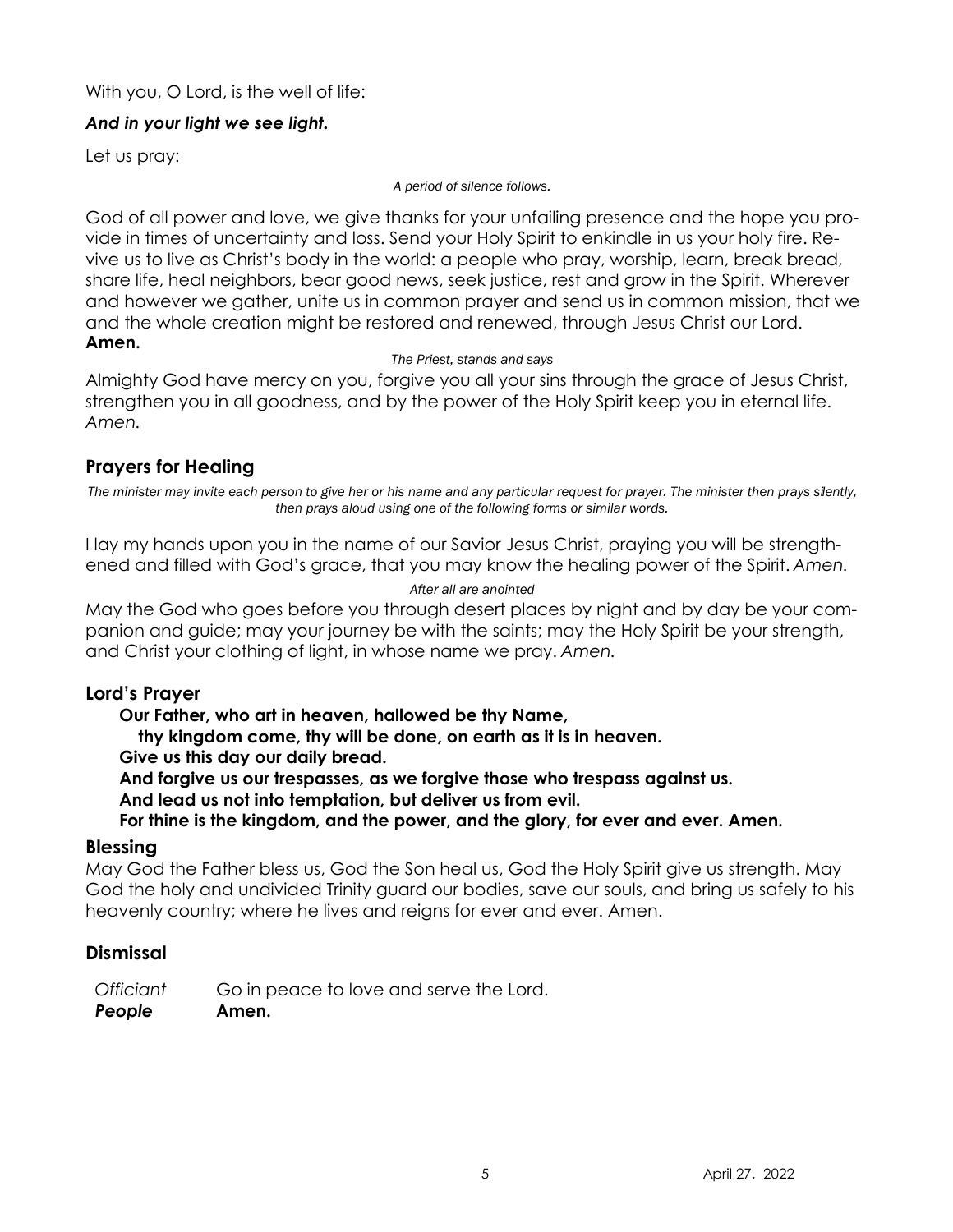With you, O Lord, is the well of life:

***And in your light we see light.***

Let us pray:

*A period of silence follows.*

God of all power and love, we give thanks for your unfailing presence and the hope you provide in times of uncertainty and loss. Send your Holy Spirit to enkindle in us your holy fire. Revive us to live as Christ's body in the world: a people who pray, worship, learn, break bread, share life, heal neighbors, bear good news, seek justice, rest and grow in the Spirit. Wherever and however we gather, unite us in common prayer and send us in common mission, that we and the whole creation might be restored and renewed, through Jesus Christ our Lord. **Amen.**

*The Priest, stands and says*

Almighty God have mercy on you, forgive you all your sins through the grace of Jesus Christ, strengthen you in all goodness, and by the power of the Holy Spirit keep you in eternal life. *Amen.*

## Prayers for Healing

*The minister may invite each person to give her or his name and any particular request for prayer. The minister then prays silently, then prays aloud using one of the following forms or similar words.*

I lay my hands upon you in the name of our Savior Jesus Christ, praying you will be strengthened and filled with God's grace, that you may know the healing power of the Spirit. *Amen.*

*After all are anointed*

May the God who goes before you through desert places by night and by day be your companion and guide; may your journey be with the saints; may the Holy Spirit be your strength, and Christ your clothing of light, in whose name we pray. *Amen.*

## Lord's Prayer

**Our Father, who art in heaven, hallowed be thy Name,**
**thy kingdom come, thy will be done, on earth as it is in heaven.**
**Give us this day our daily bread.**
**And forgive us our trespasses, as we forgive those who trespass against us.**
**And lead us not into temptation, but deliver us from evil.**
**For thine is the kingdom, and the power, and the glory, for ever and ever. Amen.**

## Blessing

May God the Father bless us, God the Son heal us, God the Holy Spirit give us strength. May God the holy and undivided Trinity guard our bodies, save our souls, and bring us safely to his heavenly country; where he lives and reigns for ever and ever. Amen.

## Dismissal

*Officiant* Go in peace to love and serve the Lord.
***People*** **Amen.**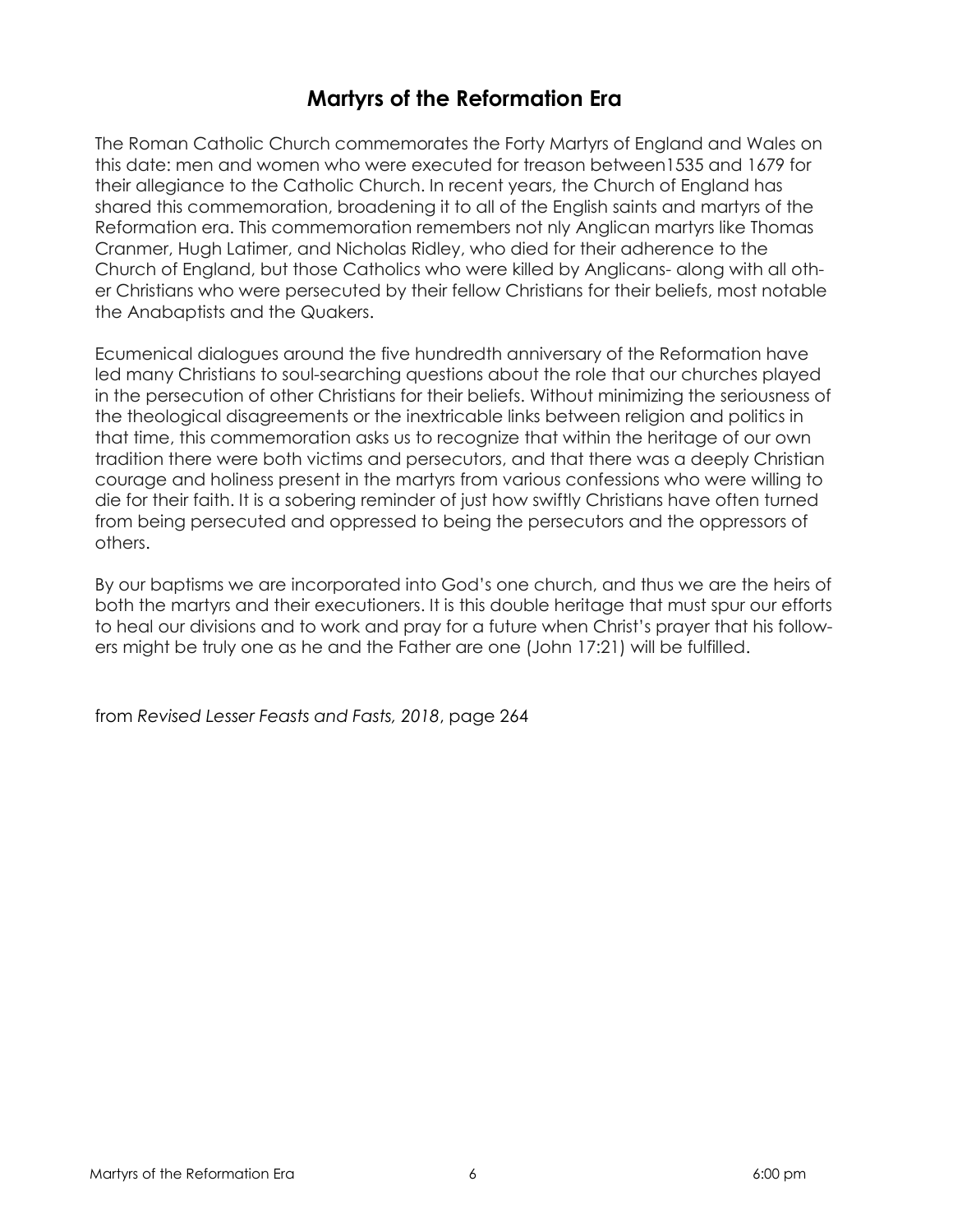# Martyrs of the Reformation Era

The Roman Catholic Church commemorates the Forty Martyrs of England and Wales on this date: men and women who were executed for treason between1535 and 1679 for their allegiance to the Catholic Church. In recent years, the Church of England has shared this commemoration, broadening it to all of the English saints and martyrs of the Reformation era. This commemoration remembers not nly Anglican martyrs like Thomas Cranmer, Hugh Latimer, and Nicholas Ridley, who died for their adherence to the Church of England, but those Catholics who were killed by Anglicans- along with all other Christians who were persecuted by their fellow Christians for their beliefs, most notable the Anabaptists and the Quakers.

Ecumenical dialogues around the five hundredth anniversary of the Reformation have led many Christians to soul-searching questions about the role that our churches played in the persecution of other Christians for their beliefs. Without minimizing the seriousness of the theological disagreements or the inextricable links between religion and politics in that time, this commemoration asks us to recognize that within the heritage of our own tradition there were both victims and persecutors, and that there was a deeply Christian courage and holiness present in the martyrs from various confessions who were willing to die for their faith. It is a sobering reminder of just how swiftly Christians have often turned from being persecuted and oppressed to being the persecutors and the oppressors of others.

By our baptisms we are incorporated into God's one church, and thus we are the heirs of both the martyrs and their executioners. It is this double heritage that must spur our efforts to heal our divisions and to work and pray for a future when Christ's prayer that his followers might be truly one as he and the Father are one (John 17:21) will be fulfilled.

from *Revised Lesser Feasts and Fasts, 2018*, page 264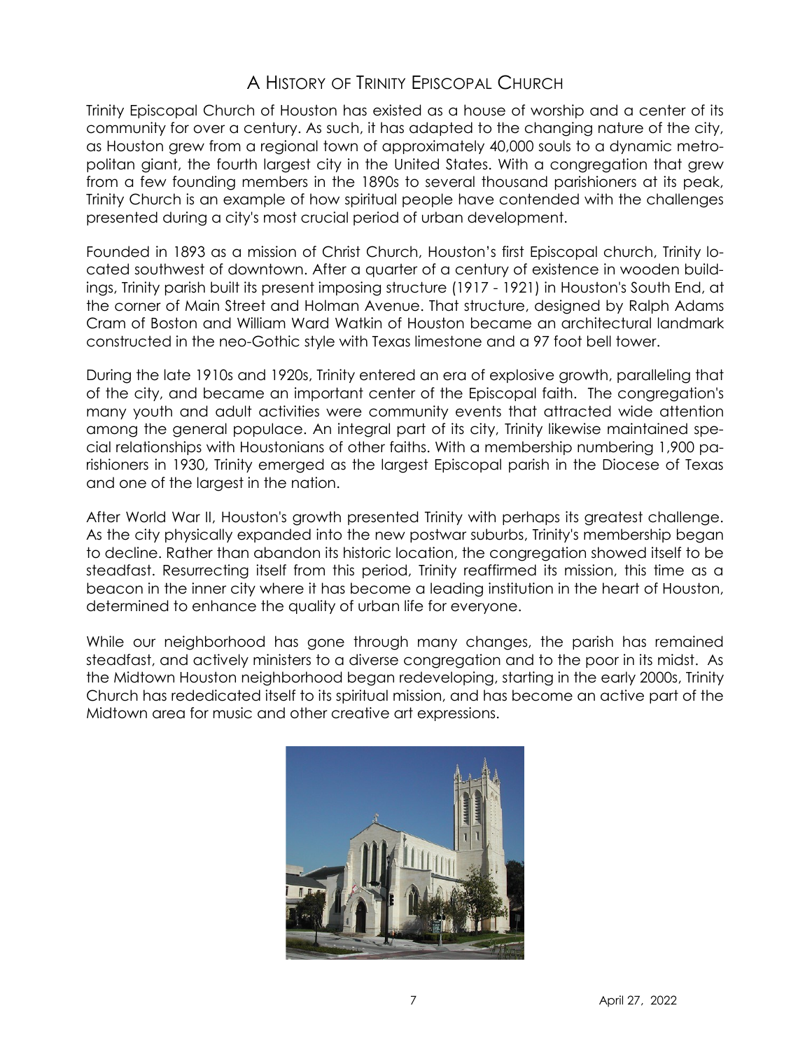# A History of Trinity Episcopal Church

Trinity Episcopal Church of Houston has existed as a house of worship and a center of its community for over a century. As such, it has adapted to the changing nature of the city, as Houston grew from a regional town of approximately 40,000 souls to a dynamic metropolitan giant, the fourth largest city in the United States. With a congregation that grew from a few founding members in the 1890s to several thousand parishioners at its peak, Trinity Church is an example of how spiritual people have contended with the challenges presented during a city's most crucial period of urban development.

Founded in 1893 as a mission of Christ Church, Houston's first Episcopal church, Trinity located southwest of downtown. After a quarter of a century of existence in wooden buildings, Trinity parish built its present imposing structure (1917 - 1921) in Houston's South End, at the corner of Main Street and Holman Avenue. That structure, designed by Ralph Adams Cram of Boston and William Ward Watkin of Houston became an architectural landmark constructed in the neo-Gothic style with Texas limestone and a 97 foot bell tower.

During the late 1910s and 1920s, Trinity entered an era of explosive growth, paralleling that of the city, and became an important center of the Episcopal faith. The congregation's many youth and adult activities were community events that attracted wide attention among the general populace. An integral part of its city, Trinity likewise maintained special relationships with Houstonians of other faiths. With a membership numbering 1,900 parishioners in 1930, Trinity emerged as the largest Episcopal parish in the Diocese of Texas and one of the largest in the nation.

After World War II, Houston's growth presented Trinity with perhaps its greatest challenge. As the city physically expanded into the new postwar suburbs, Trinity's membership began to decline. Rather than abandon its historic location, the congregation showed itself to be steadfast. Resurrecting itself from this period, Trinity reaffirmed its mission, this time as a beacon in the inner city where it has become a leading institution in the heart of Houston, determined to enhance the quality of urban life for everyone.

While our neighborhood has gone through many changes, the parish has remained steadfast, and actively ministers to a diverse congregation and to the poor in its midst. As the Midtown Houston neighborhood began redeveloping, starting in the early 2000s, Trinity Church has rededicated itself to its spiritual mission, and has become an active part of the Midtown area for music and other creative art expressions.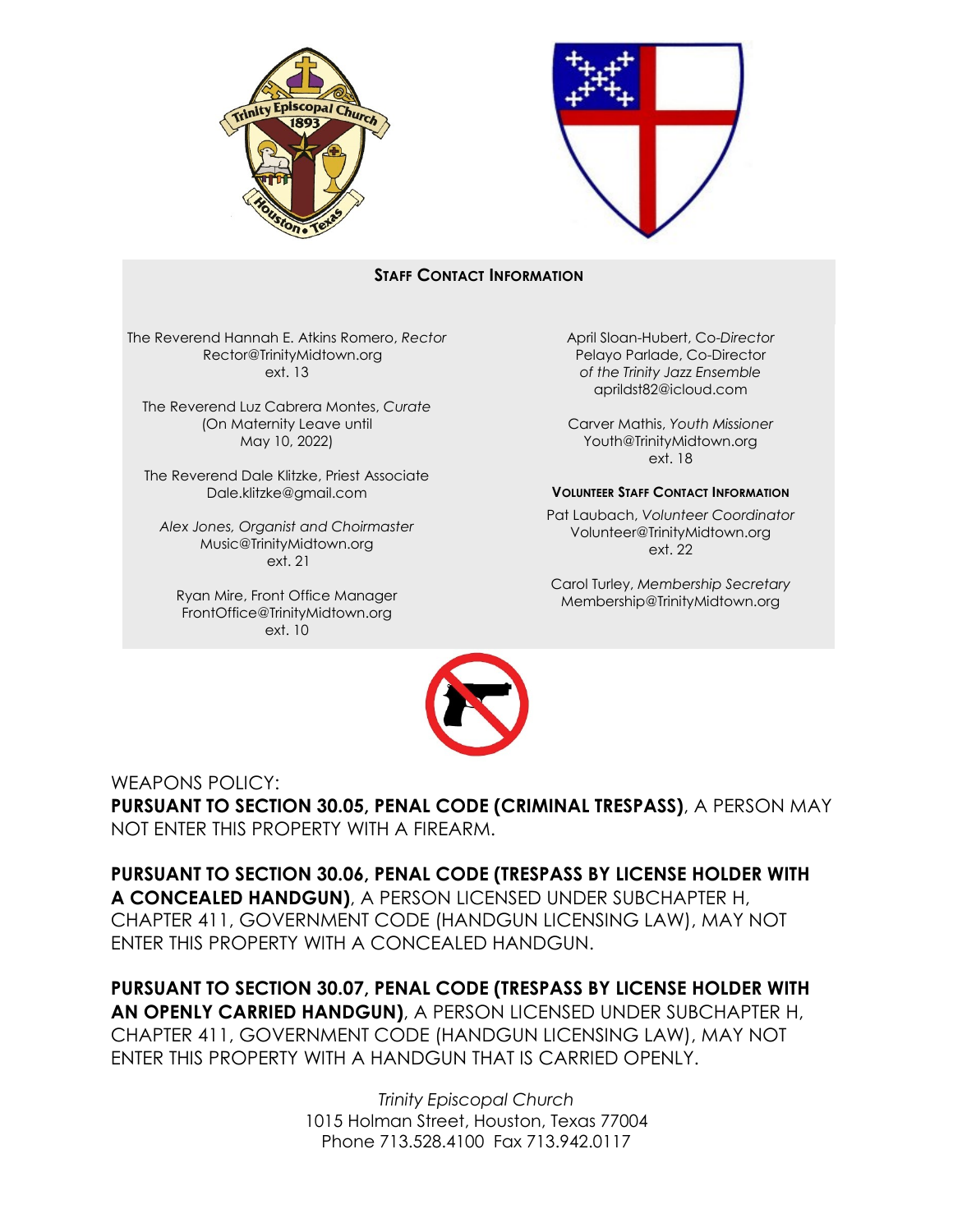## Staff Contact Information

The Reverend Hannah E. Atkins Romero, *Rector*
Rector@TrinityMidtown.org
ext. 13

The Reverend Luz Cabrera Montes, *Curate*
(On Maternity Leave until May 10, 2022)

The Reverend Dale Klitzke, Priest Associate
Dale.klitzke@gmail.com

*Alex Jones, Organist and Choirmaster*
Music@TrinityMidtown.org
ext. 21

Ryan Mire, Front Office Manager
FrontOffice@TrinityMidtown.org
ext. 10

April Sloan-Hubert, Co-*Director*
Pelayo Parlade, Co-Director
*of the Trinity Jazz Ensemble*
aprildst82@icloud.com

Carver Mathis, *Youth Missioner*
Youth@TrinityMidtown.org
ext. 18

### Volunteer Staff Contact Information

Pat Laubach, *Volunteer Coordinator*
Volunteer@TrinityMidtown.org
ext. 22

Carol Turley, *Membership Secretary*
Membership@TrinityMidtown.org

WEAPONS POLICY:
**PURSUANT TO SECTION 30.05, PENAL CODE (CRIMINAL TRESPASS)**, A PERSON MAY NOT ENTER THIS PROPERTY WITH A FIREARM.

**PURSUANT TO SECTION 30.06, PENAL CODE (TRESPASS BY LICENSE HOLDER WITH A CONCEALED HANDGUN)**, A PERSON LICENSED UNDER SUBCHAPTER H, CHAPTER 411, GOVERNMENT CODE (HANDGUN LICENSING LAW), MAY NOT ENTER THIS PROPERTY WITH A CONCEALED HANDGUN.

**PURSUANT TO SECTION 30.07, PENAL CODE (TRESPASS BY LICENSE HOLDER WITH AN OPENLY CARRIED HANDGUN)**, A PERSON LICENSED UNDER SUBCHAPTER H, CHAPTER 411, GOVERNMENT CODE (HANDGUN LICENSING LAW), MAY NOT ENTER THIS PROPERTY WITH A HANDGUN THAT IS CARRIED OPENLY.

*Trinity Episcopal Church*
1015 Holman Street, Houston, Texas 77004
Phone 713.528.4100 Fax 713.942.0117